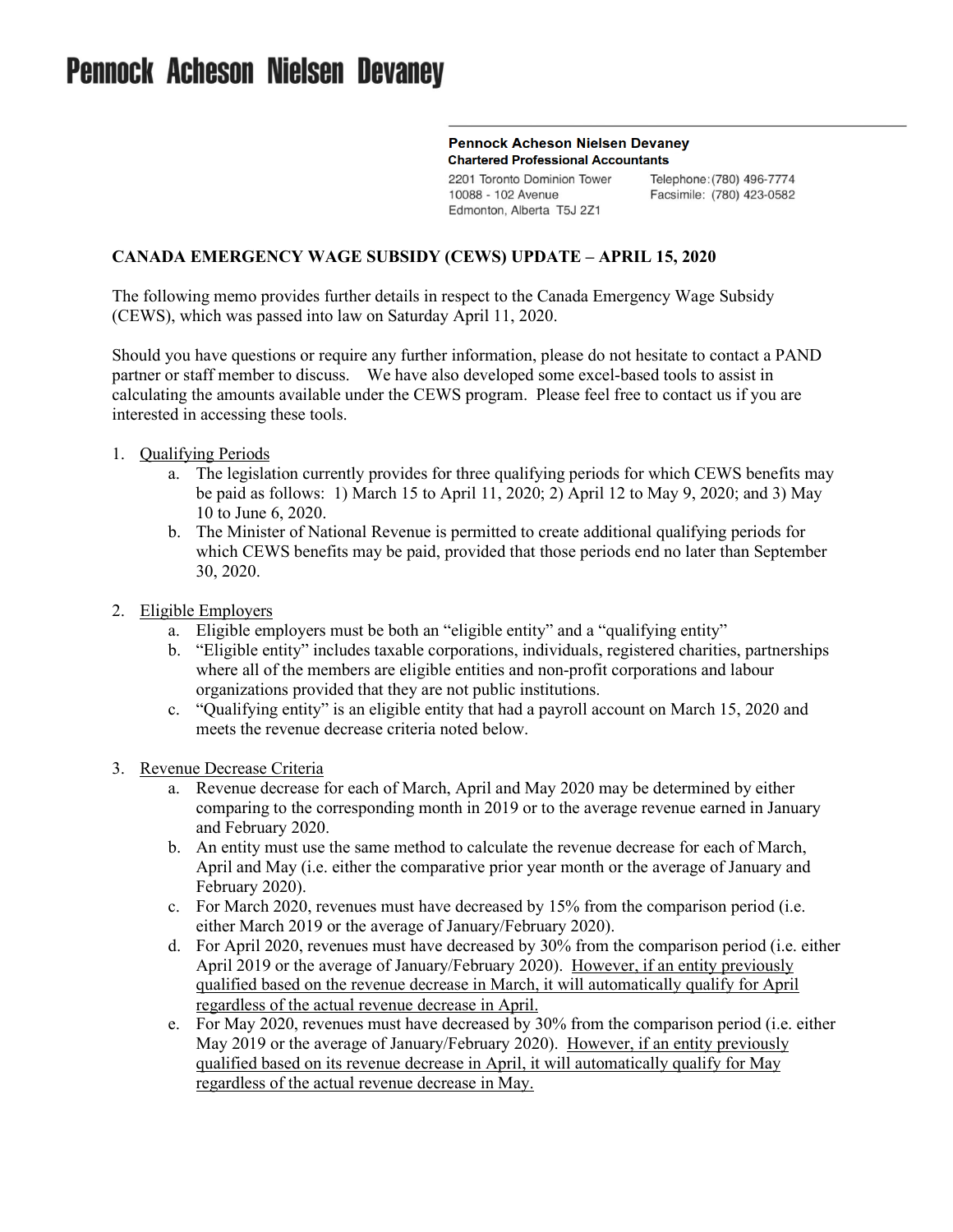# Pennock Acheson Nielsen Devaney

**Pennock Acheson Nielsen Devaney**
**Chartered Professional Accountants**

2201 Toronto Dominion Tower
10088 - 102 Avenue
Edmonton, Alberta T5J 2Z1

Telephone: (780) 496-7774
Facsimile: (780) 423-0582

## CANADA EMERGENCY WAGE SUBSIDY (CEWS) UPDATE – APRIL 15, 2020

The following memo provides further details in respect to the Canada Emergency Wage Subsidy (CEWS), which was passed into law on Saturday April 11, 2020.

Should you have questions or require any further information, please do not hesitate to contact a PAND partner or staff member to discuss. We have also developed some excel-based tools to assist in calculating the amounts available under the CEWS program. Please feel free to contact us if you are interested in accessing these tools.

1. <u>Qualifying Periods</u>
   a. The legislation currently provides for three qualifying periods for which CEWS benefits may be paid as follows: 1) March 15 to April 11, 2020; 2) April 12 to May 9, 2020; and 3) May 10 to June 6, 2020.
   b. The Minister of National Revenue is permitted to create additional qualifying periods for which CEWS benefits may be paid, provided that those periods end no later than September 30, 2020.

2. <u>Eligible Employers</u>
   a. Eligible employers must be both an "eligible entity" and a "qualifying entity"
   b. "Eligible entity" includes taxable corporations, individuals, registered charities, partnerships where all of the members are eligible entities and non-profit corporations and labour organizations provided that they are not public institutions.
   c. "Qualifying entity" is an eligible entity that had a payroll account on March 15, 2020 and meets the revenue decrease criteria noted below.

3. <u>Revenue Decrease Criteria</u>
   a. Revenue decrease for each of March, April and May 2020 may be determined by either comparing to the corresponding month in 2019 or to the average revenue earned in January and February 2020.
   b. An entity must use the same method to calculate the revenue decrease for each of March, April and May (i.e. either the comparative prior year month or the average of January and February 2020).
   c. For March 2020, revenues must have decreased by 15% from the comparison period (i.e. either March 2019 or the average of January/February 2020).
   d. For April 2020, revenues must have decreased by 30% from the comparison period (i.e. either April 2019 or the average of January/February 2020). <u>However, if an entity previously qualified based on the revenue decrease in March, it will automatically qualify for April regardless of the actual revenue decrease in April.</u>
   e. For May 2020, revenues must have decreased by 30% from the comparison period (i.e. either May 2019 or the average of January/February 2020). <u>However, if an entity previously qualified based on its revenue decrease in April, it will automatically qualify for May regardless of the actual revenue decrease in May.</u>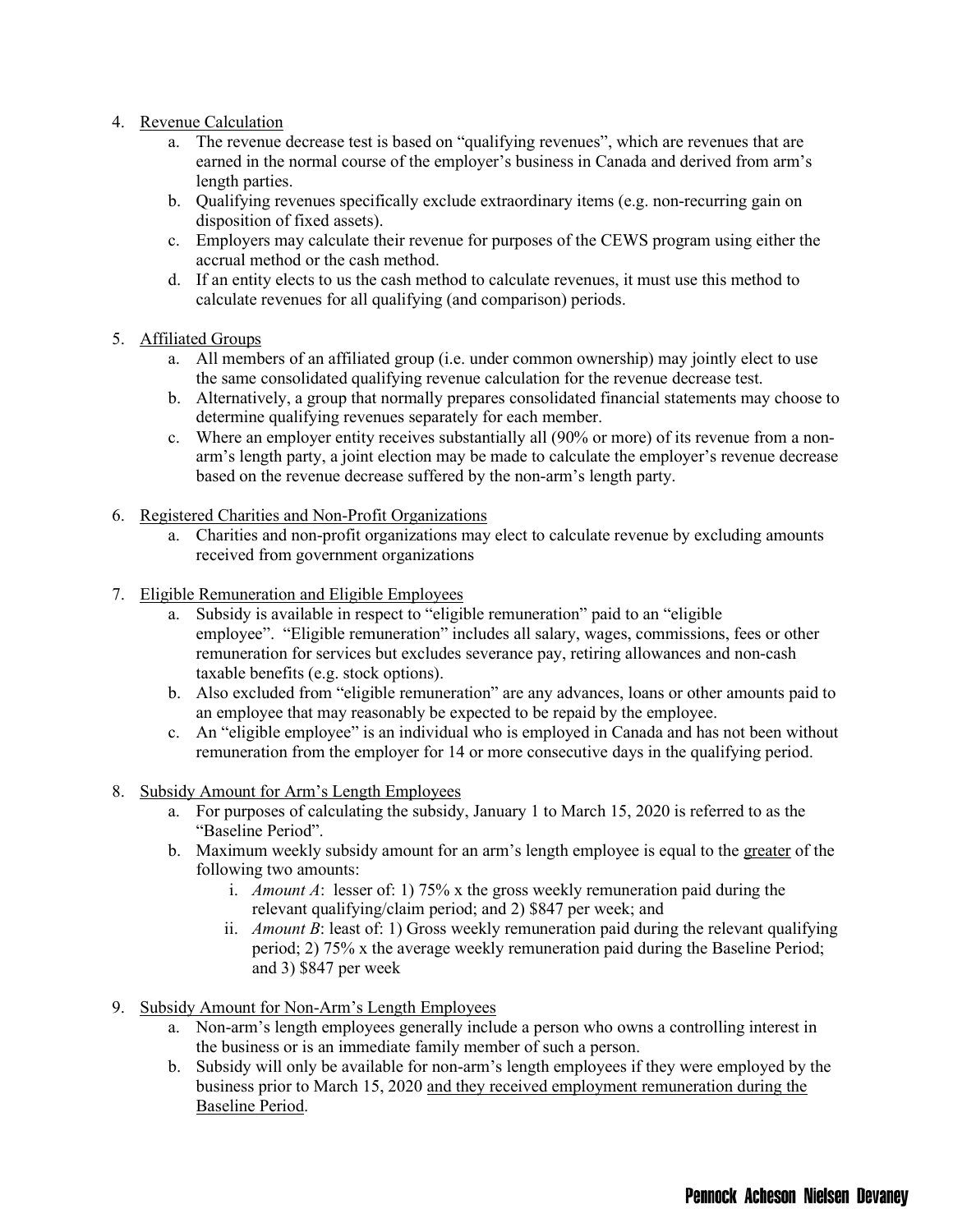4. <u>Revenue Calculation</u>
    a. The revenue decrease test is based on "qualifying revenues", which are revenues that are earned in the normal course of the employer's business in Canada and derived from arm's length parties.
    b. Qualifying revenues specifically exclude extraordinary items (e.g. non-recurring gain on disposition of fixed assets).
    c. Employers may calculate their revenue for purposes of the CEWS program using either the accrual method or the cash method.
    d. If an entity elects to us the cash method to calculate revenues, it must use this method to calculate revenues for all qualifying (and comparison) periods.

5. <u>Affiliated Groups</u>
    a. All members of an affiliated group (i.e. under common ownership) may jointly elect to use the same consolidated qualifying revenue calculation for the revenue decrease test.
    b. Alternatively, a group that normally prepares consolidated financial statements may choose to determine qualifying revenues separately for each member.
    c. Where an employer entity receives substantially all (90% or more) of its revenue from a non-arm's length party, a joint election may be made to calculate the employer's revenue decrease based on the revenue decrease suffered by the non-arm's length party.

6. <u>Registered Charities and Non-Profit Organizations</u>
    a. Charities and non-profit organizations may elect to calculate revenue by excluding amounts received from government organizations

7. <u>Eligible Remuneration and Eligible Employees</u>
    a. Subsidy is available in respect to "eligible remuneration" paid to an "eligible employee". "Eligible remuneration" includes all salary, wages, commissions, fees or other remuneration for services but excludes severance pay, retiring allowances and non-cash taxable benefits (e.g. stock options).
    b. Also excluded from "eligible remuneration" are any advances, loans or other amounts paid to an employee that may reasonably be expected to be repaid by the employee.
    c. An "eligible employee" is an individual who is employed in Canada and has not been without remuneration from the employer for 14 or more consecutive days in the qualifying period.

8. <u>Subsidy Amount for Arm's Length Employees</u>
    a. For purposes of calculating the subsidy, January 1 to March 15, 2020 is referred to as the "Baseline Period".
    b. Maximum weekly subsidy amount for an arm's length employee is equal to the <u>greater</u> of the following two amounts:
        i. *Amount A*: lesser of: 1) 75% x the gross weekly remuneration paid during the relevant qualifying/claim period; and 2) $847 per week; and
        ii. *Amount B*: least of: 1) Gross weekly remuneration paid during the relevant qualifying period; 2) 75% x the average weekly remuneration paid during the Baseline Period; and 3) $847 per week

9. <u>Subsidy Amount for Non-Arm's Length Employees</u>
    a. Non-arm's length employees generally include a person who owns a controlling interest in the business or is an immediate family member of such a person.
    b. Subsidy will only be available for non-arm's length employees if they were employed by the business prior to March 15, 2020 <u>and they received employment remuneration during the Baseline Period</u>.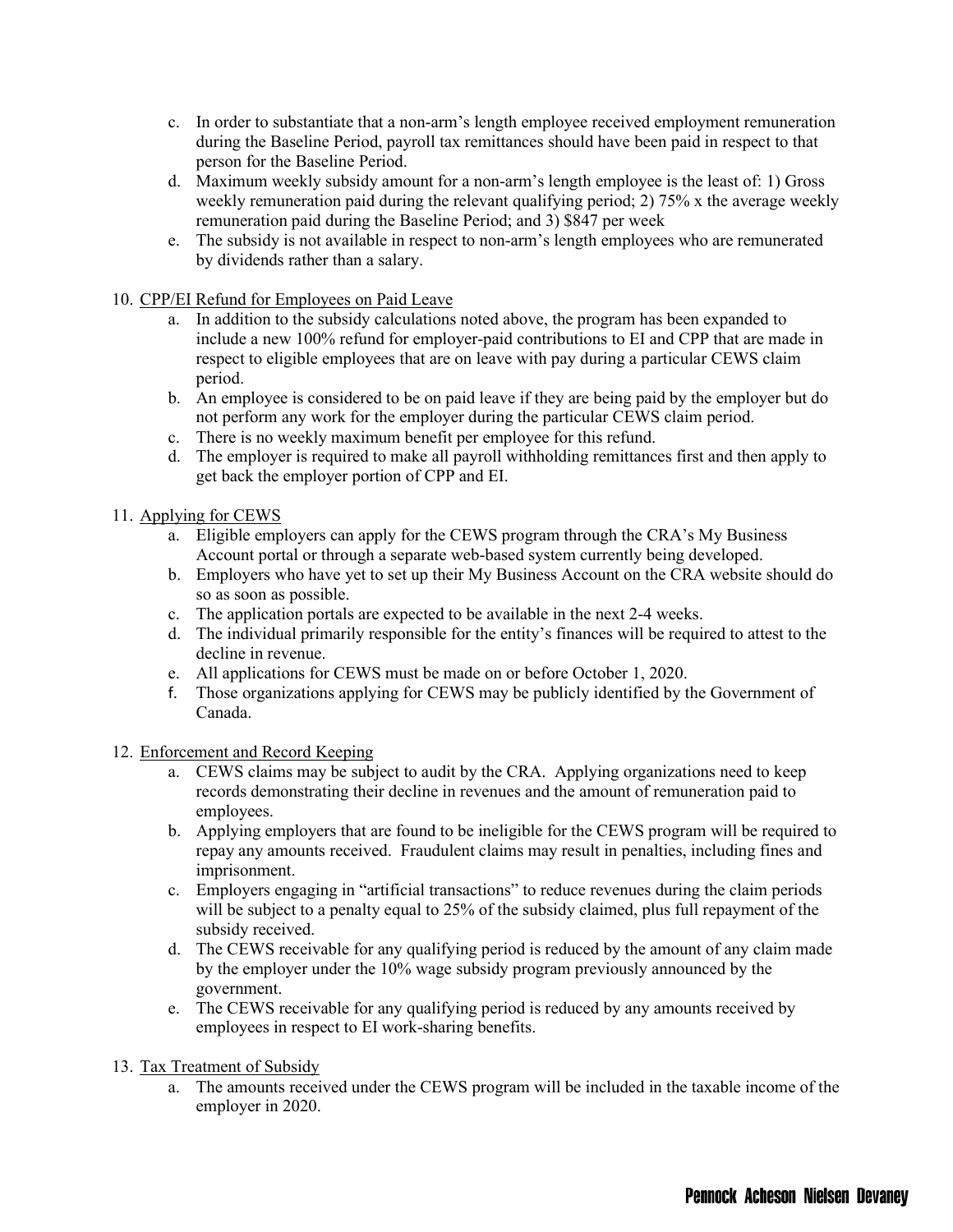c. In order to substantiate that a non-arm's length employee received employment remuneration during the Baseline Period, payroll tax remittances should have been paid in respect to that person for the Baseline Period.
d. Maximum weekly subsidy amount for a non-arm's length employee is the least of: 1) Gross weekly remuneration paid during the relevant qualifying period; 2) 75% x the average weekly remuneration paid during the Baseline Period; and 3) $847 per week
e. The subsidy is not available in respect to non-arm's length employees who are remunerated by dividends rather than a salary.

10. <u>CPP/EI Refund for Employees on Paid Leave</u>
    a. In addition to the subsidy calculations noted above, the program has been expanded to include a new 100% refund for employer-paid contributions to EI and CPP that are made in respect to eligible employees that are on leave with pay during a particular CEWS claim period.
    b. An employee is considered to be on paid leave if they are being paid by the employer but do not perform any work for the employer during the particular CEWS claim period.
    c. There is no weekly maximum benefit per employee for this refund.
    d. The employer is required to make all payroll withholding remittances first and then apply to get back the employer portion of CPP and EI.

11. <u>Applying for CEWS</u>
    a. Eligible employers can apply for the CEWS program through the CRA's My Business Account portal or through a separate web-based system currently being developed.
    b. Employers who have yet to set up their My Business Account on the CRA website should do so as soon as possible.
    c. The application portals are expected to be available in the next 2-4 weeks.
    d. The individual primarily responsible for the entity's finances will be required to attest to the decline in revenue.
    e. All applications for CEWS must be made on or before October 1, 2020.
    f. Those organizations applying for CEWS may be publicly identified by the Government of Canada.

12. <u>Enforcement and Record Keeping</u>
    a. CEWS claims may be subject to audit by the CRA. Applying organizations need to keep records demonstrating their decline in revenues and the amount of remuneration paid to employees.
    b. Applying employers that are found to be ineligible for the CEWS program will be required to repay any amounts received. Fraudulent claims may result in penalties, including fines and imprisonment.
    c. Employers engaging in "artificial transactions" to reduce revenues during the claim periods will be subject to a penalty equal to 25% of the subsidy claimed, plus full repayment of the subsidy received.
    d. The CEWS receivable for any qualifying period is reduced by the amount of any claim made by the employer under the 10% wage subsidy program previously announced by the government.
    e. The CEWS receivable for any qualifying period is reduced by any amounts received by employees in respect to EI work-sharing benefits.

13. <u>Tax Treatment of Subsidy</u>
    a. The amounts received under the CEWS program will be included in the taxable income of the employer in 2020.